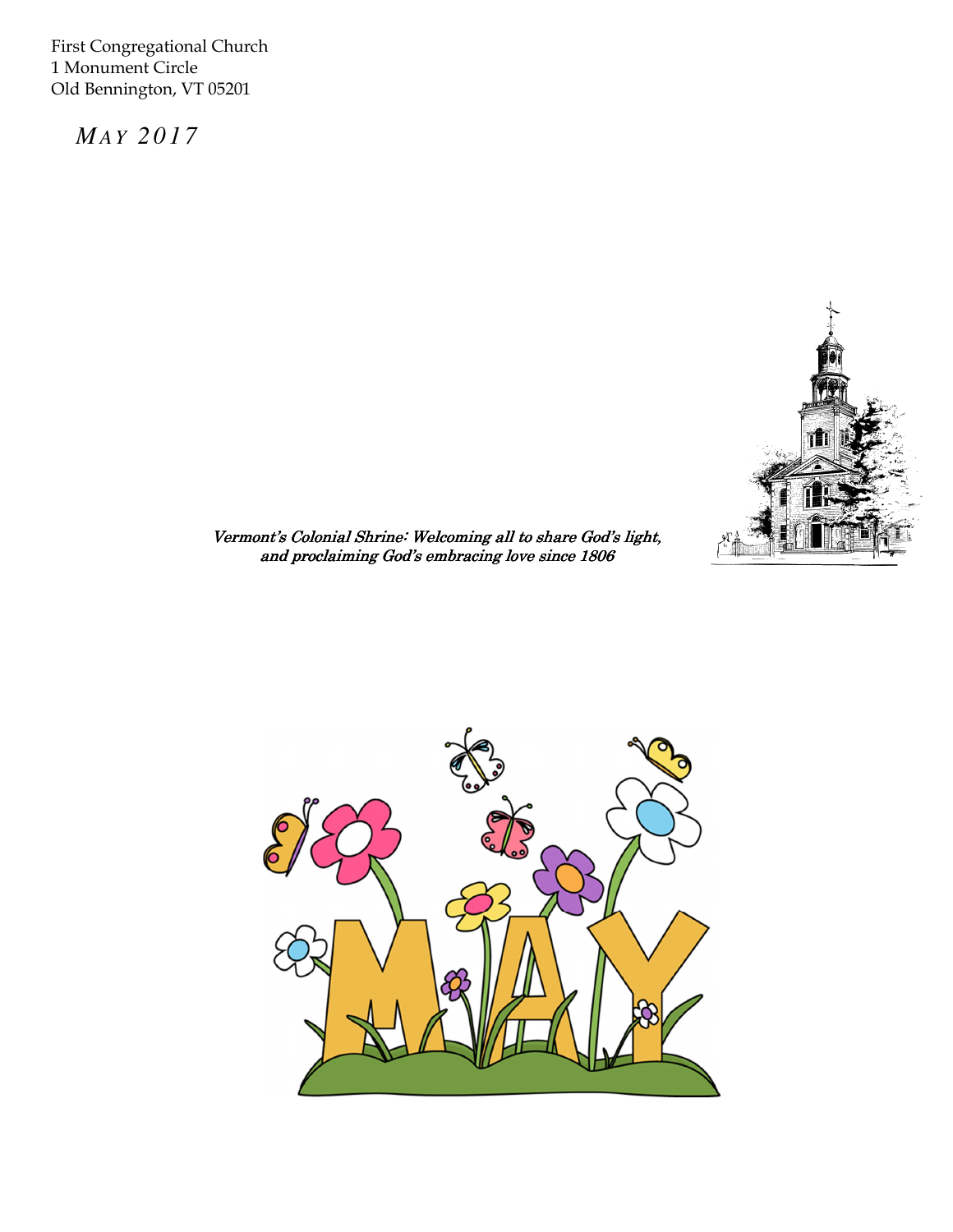First Congregational Church
1 Monument Circle
Old Bennington, VT 05201

*MAY 2017*

*Vermont's Colonial Shrine: Welcoming all to share God's light, and proclaiming God's embracing love since 1806*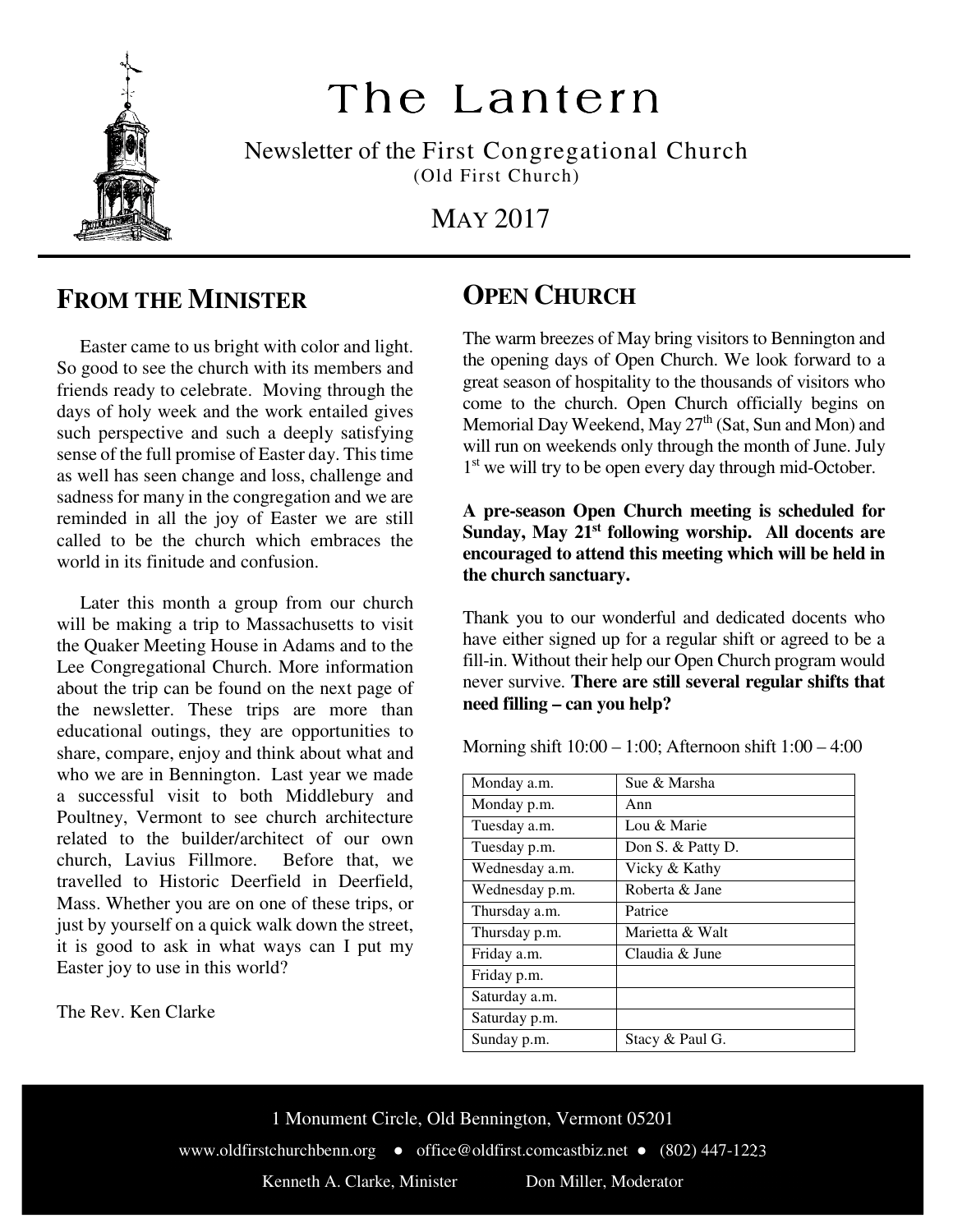# The Lantern

Newsletter of the First Congregational Church
(Old First Church)

MAY 2017

## FROM THE MINISTER

Easter came to us bright with color and light. So good to see the church with its members and friends ready to celebrate. Moving through the days of holy week and the work entailed gives such perspective and such a deeply satisfying sense of the full promise of Easter day. This time as well has seen change and loss, challenge and sadness for many in the congregation and we are reminded in all the joy of Easter we are still called to be the church which embraces the world in its finitude and confusion.

Later this month a group from our church will be making a trip to Massachusetts to visit the Quaker Meeting House in Adams and to the Lee Congregational Church. More information about the trip can be found on the next page of the newsletter. These trips are more than educational outings, they are opportunities to share, compare, enjoy and think about what and who we are in Bennington. Last year we made a successful visit to both Middlebury and Poultney, Vermont to see church architecture related to the builder/architect of our own church, Lavius Fillmore. Before that, we travelled to Historic Deerfield in Deerfield, Mass. Whether you are on one of these trips, or just by yourself on a quick walk down the street, it is good to ask in what ways can I put my Easter joy to use in this world?

The Rev. Ken Clarke

## OPEN CHURCH

The warm breezes of May bring visitors to Bennington and the opening days of Open Church. We look forward to a great season of hospitality to the thousands of visitors who come to the church. Open Church officially begins on Memorial Day Weekend, May 27th (Sat, Sun and Mon) and will run on weekends only through the month of June. July 1st we will try to be open every day through mid-October.

**A pre-season Open Church meeting is scheduled for Sunday, May 21st following worship. All docents are encouraged to attend this meeting which will be held in the church sanctuary.**

Thank you to our wonderful and dedicated docents who have either signed up for a regular shift or agreed to be a fill-in. Without their help our Open Church program would never survive. **There are still several regular shifts that need filling – can you help?**

Morning shift 10:00 – 1:00; Afternoon shift 1:00 – 4:00

| Shift | Docents |
|---|---|
| Monday a.m. | Sue & Marsha |
| Monday p.m. | Ann |
| Tuesday a.m. | Lou & Marie |
| Tuesday p.m. | Don S. & Patty D. |
| Wednesday a.m. | Vicky & Kathy |
| Wednesday p.m. | Roberta & Jane |
| Thursday a.m. | Patrice |
| Thursday p.m. | Marietta & Walt |
| Friday a.m. | Claudia & June |
| Friday p.m. | |
| Saturday a.m. | |
| Saturday p.m. | |
| Sunday p.m. | Stacy & Paul G. |

1 Monument Circle, Old Bennington, Vermont 05201

www.oldfirstchurchbenn.org ● office@oldfirst.comcastbiz.net ● (802) 447-1223

Kenneth A. Clarke, Minister Don Miller, Moderator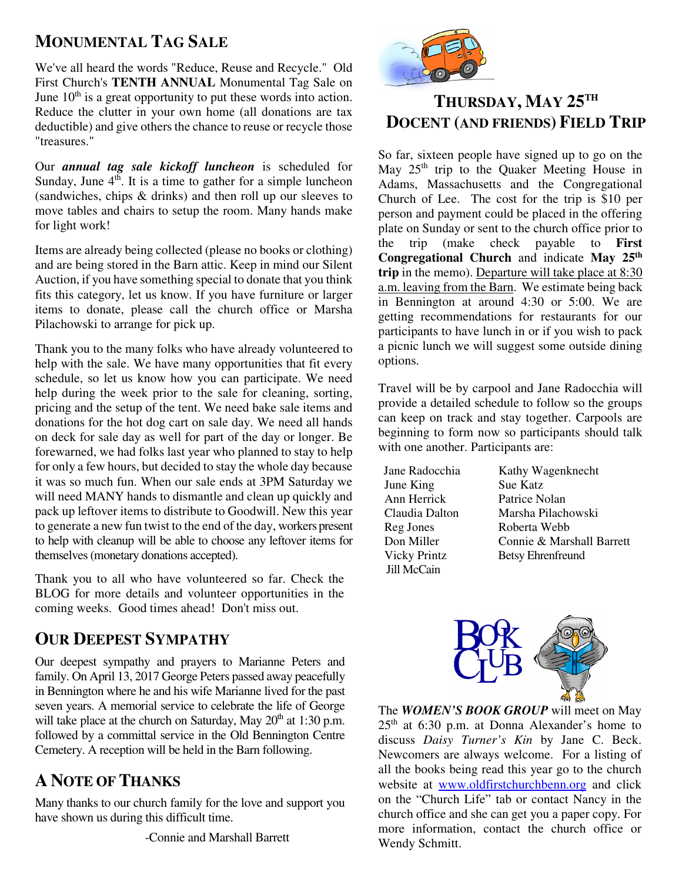## MONUMENTAL TAG SALE

We've all heard the words "Reduce, Reuse and Recycle." Old First Church's **TENTH ANNUAL** Monumental Tag Sale on June 10th is a great opportunity to put these words into action. Reduce the clutter in your own home (all donations are tax deductible) and give others the chance to reuse or recycle those "treasures."

Our ***annual tag sale kickoff luncheon*** is scheduled for Sunday, June 4th. It is a time to gather for a simple luncheon (sandwiches, chips & drinks) and then roll up our sleeves to move tables and chairs to setup the room. Many hands make for light work!

Items are already being collected (please no books or clothing) and are being stored in the Barn attic. Keep in mind our Silent Auction, if you have something special to donate that you think fits this category, let us know. If you have furniture or larger items to donate, please call the church office or Marsha Pilachowski to arrange for pick up.

Thank you to the many folks who have already volunteered to help with the sale. We have many opportunities that fit every schedule, so let us know how you can participate. We need help during the week prior to the sale for cleaning, sorting, pricing and the setup of the tent. We need bake sale items and donations for the hot dog cart on sale day. We need all hands on deck for sale day as well for part of the day or longer. Be forewarned, we had folks last year who planned to stay to help for only a few hours, but decided to stay the whole day because it was so much fun. When our sale ends at 3PM Saturday we will need MANY hands to dismantle and clean up quickly and pack up leftover items to distribute to Goodwill. New this year to generate a new fun twist to the end of the day, workers present to help with cleanup will be able to choose any leftover items for themselves (monetary donations accepted).

Thank you to all who have volunteered so far. Check the BLOG for more details and volunteer opportunities in the coming weeks. Good times ahead! Don't miss out.

## OUR DEEPEST SYMPATHY

Our deepest sympathy and prayers to Marianne Peters and family. On April 13, 2017 George Peters passed away peacefully in Bennington where he and his wife Marianne lived for the past seven years. A memorial service to celebrate the life of George will take place at the church on Saturday, May 20th at 1:30 p.m. followed by a committal service in the Old Bennington Centre Cemetery. A reception will be held in the Barn following.

## A NOTE OF THANKS

Many thanks to our church family for the love and support you have shown us during this difficult time.

-Connie and Marshall Barrett

## THURSDAY, MAY 25TH DOCENT (AND FRIENDS) FIELD TRIP

So far, sixteen people have signed up to go on the May 25th trip to the Quaker Meeting House in Adams, Massachusetts and the Congregational Church of Lee. The cost for the trip is $10 per person and payment could be placed in the offering plate on Sunday or sent to the church office prior to the trip (make check payable to **First Congregational Church** and indicate **May 25th trip** in the memo). Departure will take place at 8:30 a.m. leaving from the Barn. We estimate being back in Bennington at around 4:30 or 5:00. We are getting recommendations for restaurants for our participants to have lunch in or if you wish to pack a picnic lunch we will suggest some outside dining options.

Travel will be by carpool and Jane Radocchia will provide a detailed schedule to follow so the groups can keep on track and stay together. Carpools are beginning to form now so participants should talk with one another. Participants are:

| | |
|---|---|
| Jane Radocchia | Kathy Wagenknecht |
| June King | Sue Katz |
| Ann Herrick | Patrice Nolan |
| Claudia Dalton | Marsha Pilachowski |
| Reg Jones | Roberta Webb |
| Don Miller | Connie & Marshall Barrett |
| Vicky Printz | Betsy Ehrenfreund |
| Jill McCain | |

## BOOK CLUB

The ***WOMEN'S BOOK GROUP*** will meet on May 25th at 6:30 p.m. at Donna Alexander's home to discuss *Daisy Turner's Kin* by Jane C. Beck. Newcomers are always welcome. For a listing of all the books being read this year go to the church website at www.oldfirstchurchbenn.org and click on the "Church Life" tab or contact Nancy in the church office and she can get you a paper copy. For more information, contact the church office or Wendy Schmitt.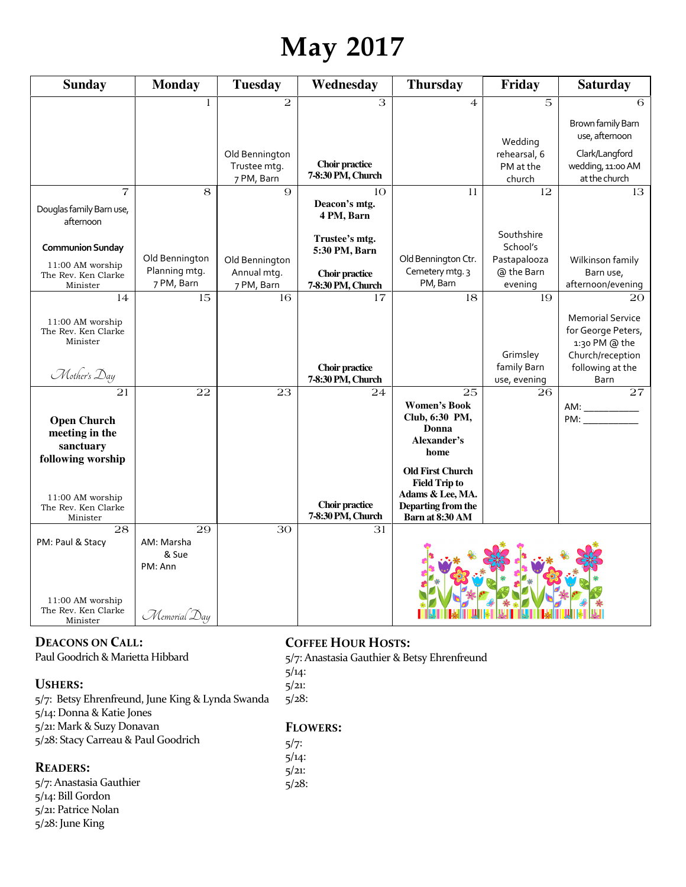# May 2017

| Sunday | Monday | Tuesday | Wednesday | Thursday | Friday | Saturday |
|---|---|---|---|---|---|---|
| | 1 | 2<br>Old Bennington Trustee mtg. 7 PM, Barn | 3<br>**Choir practice 7-8:30 PM, Church** | 4 | 5<br>Wedding rehearsal, 6 PM at the church | 6<br>Brown family Barn use, afternoon<br>Clark/Langford wedding, 11:00 AM at the church |
| 7<br>Douglas family Barn use, afternoon<br>**Communion Sunday**<br>11:00 AM worship The Rev. Ken Clarke Minister | 8<br>Old Bennington Planning mtg. 7 PM, Barn | 9<br>Old Bennington Annual mtg. 7 PM, Barn | 10<br>**Deacon's mtg. 4 PM, Barn**<br>**Trustee's mtg. 5:30 PM, Barn**<br>**Choir practice 7-8:30 PM, Church** | 11<br>Old Bennington Ctr. Cemetery mtg. 3 PM, Barn | 12<br>Southshire School's Pastapalooza @ the Barn evening | 13<br>Wilkinson family Barn use, afternoon/evening |
| 14<br>11:00 AM worship The Rev. Ken Clarke Minister<br>*Mother's Day* | 15 | 16 | 17<br>**Choir practice 7-8:30 PM, Church** | 18 | 19<br>Grimsley family Barn use, evening | 20<br>Memorial Service for George Peters, 1:30 PM @ the Church/reception following at the Barn |
| 21<br>**Open Church meeting in the sanctuary following worship**<br>11:00 AM worship The Rev. Ken Clarke Minister | 22 | 23 | 24<br>**Choir practice 7-8:30 PM, Church** | 25<br>**Women's Book Club, 6:30 PM, Donna Alexander's home**<br>**Old First Church Field Trip to Adams & Lee, MA. Departing from the Barn at 8:30 AM** | 26 | 27<br>AM: __________<br>PM: __________ |
| 28<br>PM: Paul & Stacy<br>11:00 AM worship The Rev. Ken Clarke Minister | 29<br>AM: Marsha & Sue<br>PM: Ann<br>*Memorial Day* | 30 | 31 | | | |

## DEACONS ON CALL:
Paul Goodrich & Marietta Hibbard

## USHERS:
5/7: Betsy Ehrenfreund, June King & Lynda Swanda
5/14: Donna & Katie Jones
5/21: Mark & Suzy Donavan
5/28: Stacy Carreau & Paul Goodrich

## READERS:
5/7: Anastasia Gauthier
5/14: Bill Gordon
5/21: Patrice Nolan
5/28: June King

## COFFEE HOUR HOSTS:
5/7: Anastasia Gauthier & Betsy Ehrenfreund
5/14:
5/21:
5/28:

## FLOWERS:
5/7:
5/14:
5/21:
5/28: